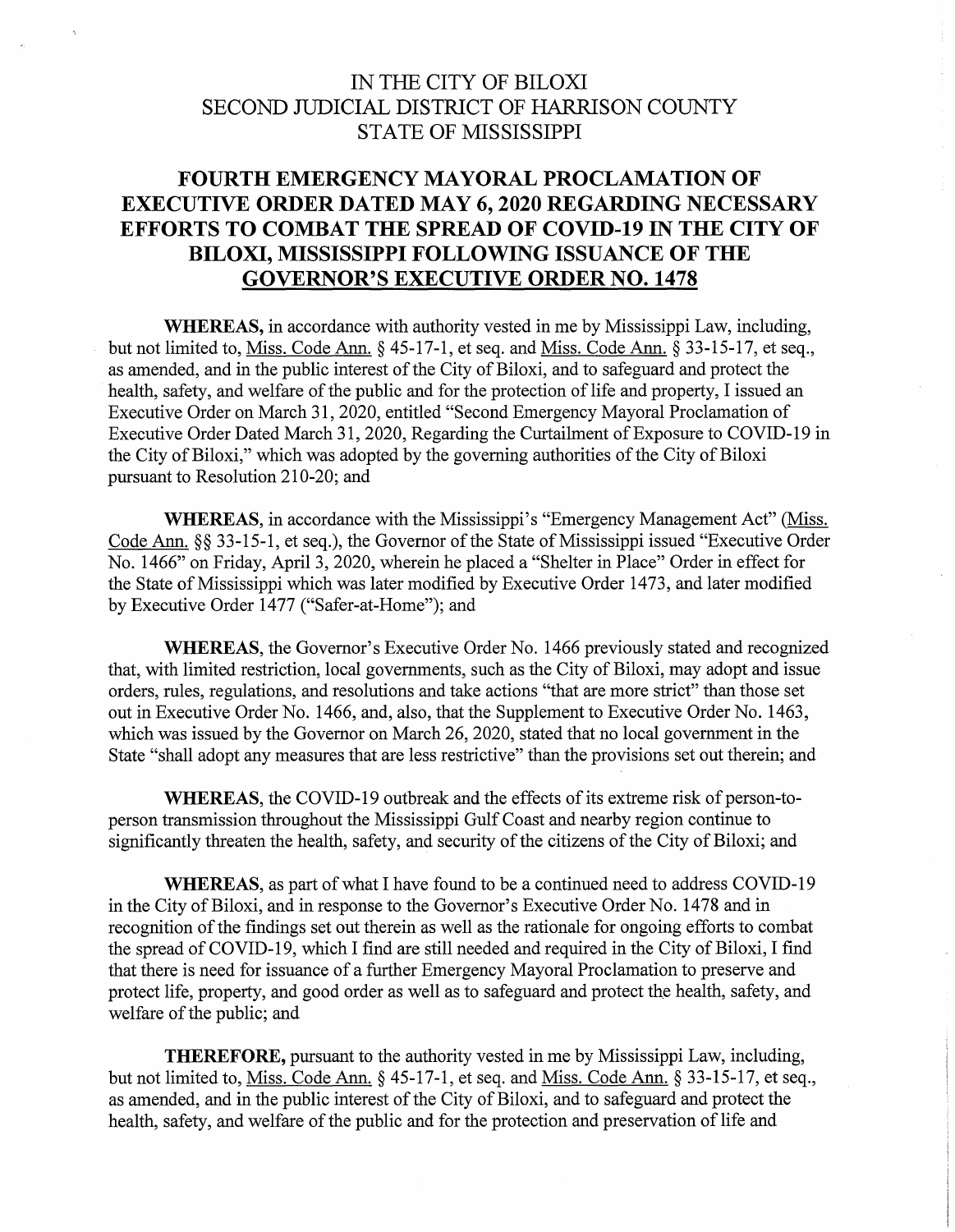IN THE CITY OF BILOXI
SECOND JUDICIAL DISTRICT OF HARRISON COUNTY
STATE OF MISSISSIPPI

# FOURTH EMERGENCY MAYORAL PROCLAMATION OF EXECUTIVE ORDER DATED MAY 6, 2020 REGARDING NECESSARY EFFORTS TO COMBAT THE SPREAD OF COVID-19 IN THE CITY OF BILOXI, MISSISSIPPI FOLLOWING ISSUANCE OF THE GOVERNOR'S EXECUTIVE ORDER NO. 1478

**WHEREAS,** in accordance with authority vested in me by Mississippi Law, including, but not limited to, Miss. Code Ann. § 45-17-1, et seq. and Miss. Code Ann. § 33-15-17, et seq., as amended, and in the public interest of the City of Biloxi, and to safeguard and protect the health, safety, and welfare of the public and for the protection of life and property, I issued an Executive Order on March 31, 2020, entitled "Second Emergency Mayoral Proclamation of Executive Order Dated March 31, 2020, Regarding the Curtailment of Exposure to COVID-19 in the City of Biloxi," which was adopted by the governing authorities of the City of Biloxi pursuant to Resolution 210-20; and

**WHEREAS,** in accordance with the Mississippi's "Emergency Management Act" (Miss. Code Ann. §§ 33-15-1, et seq.), the Governor of the State of Mississippi issued "Executive Order No. 1466" on Friday, April 3, 2020, wherein he placed a "Shelter in Place" Order in effect for the State of Mississippi which was later modified by Executive Order 1473, and later modified by Executive Order 1477 ("Safer-at-Home"); and

**WHEREAS,** the Governor's Executive Order No. 1466 previously stated and recognized that, with limited restriction, local governments, such as the City of Biloxi, may adopt and issue orders, rules, regulations, and resolutions and take actions "that are more strict" than those set out in Executive Order No. 1466, and, also, that the Supplement to Executive Order No. 1463, which was issued by the Governor on March 26, 2020, stated that no local government in the State "shall adopt any measures that are less restrictive" than the provisions set out therein; and

**WHEREAS,** the COVID-19 outbreak and the effects of its extreme risk of person-to-person transmission throughout the Mississippi Gulf Coast and nearby region continue to significantly threaten the health, safety, and security of the citizens of the City of Biloxi; and

**WHEREAS,** as part of what I have found to be a continued need to address COVID-19 in the City of Biloxi, and in response to the Governor's Executive Order No. 1478 and in recognition of the findings set out therein as well as the rationale for ongoing efforts to combat the spread of COVID-19, which I find are still needed and required in the City of Biloxi, I find that there is need for issuance of a further Emergency Mayoral Proclamation to preserve and protect life, property, and good order as well as to safeguard and protect the health, safety, and welfare of the public; and

**THEREFORE,** pursuant to the authority vested in me by Mississippi Law, including, but not limited to, Miss. Code Ann. § 45-17-1, et seq. and Miss. Code Ann. § 33-15-17, et seq., as amended, and in the public interest of the City of Biloxi, and to safeguard and protect the health, safety, and welfare of the public and for the protection and preservation of life and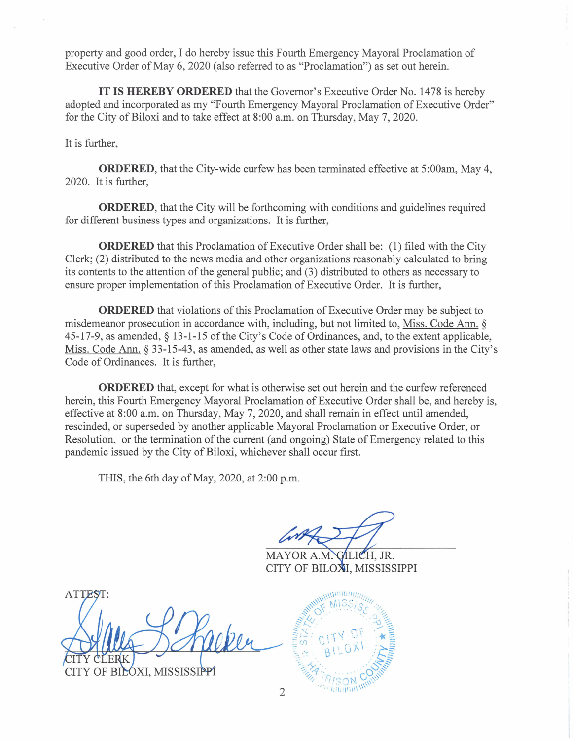property and good order, I do hereby issue this Fourth Emergency Mayoral Proclamation of Executive Order of May 6, 2020 (also referred to as "Proclamation") as set out herein.

**IT IS HEREBY ORDERED** that the Governor's Executive Order No. 1478 is hereby adopted and incorporated as my "Fourth Emergency Mayoral Proclamation of Executive Order" for the City of Biloxi and to take effect at 8:00 a.m. on Thursday, May 7, 2020.

It is further,

**ORDERED**, that the City-wide curfew has been terminated effective at 5:00am, May 4, 2020. It is further,

**ORDERED**, that the City will be forthcoming with conditions and guidelines required for different business types and organizations. It is further,

**ORDERED** that this Proclamation of Executive Order shall be: (1) filed with the City Clerk; (2) distributed to the news media and other organizations reasonably calculated to bring its contents to the attention of the general public; and (3) distributed to others as necessary to ensure proper implementation of this Proclamation of Executive Order. It is further,

**ORDERED** that violations of this Proclamation of Executive Order may be subject to misdemeanor prosecution in accordance with, including, but not limited to, Miss. Code Ann. § 45-17-9, as amended, § 13-1-15 of the City's Code of Ordinances, and, to the extent applicable, Miss. Code Ann. § 33-15-43, as amended, as well as other state laws and provisions in the City's Code of Ordinances. It is further,

**ORDERED** that, except for what is otherwise set out herein and the curfew referenced herein, this Fourth Emergency Mayoral Proclamation of Executive Order shall be, and hereby is, effective at 8:00 a.m. on Thursday, May 7, 2020, and shall remain in effect until amended, rescinded, or superseded by another applicable Mayoral Proclamation or Executive Order, or Resolution, or the termination of the current (and ongoing) State of Emergency related to this pandemic issued by the City of Biloxi, whichever shall occur first.

THIS, the 6th day of May, 2020, at 2:00 p.m.

MAYOR A.M. GILICH, JR.
CITY OF BILOXI, MISSISSIPPI

ATTEST:

CITY CLERK
CITY OF BILOXI, MISSISSIPPI

STATE OF MISSISSIPPI
CITY OF BILOXI
HARRISON COUNTY